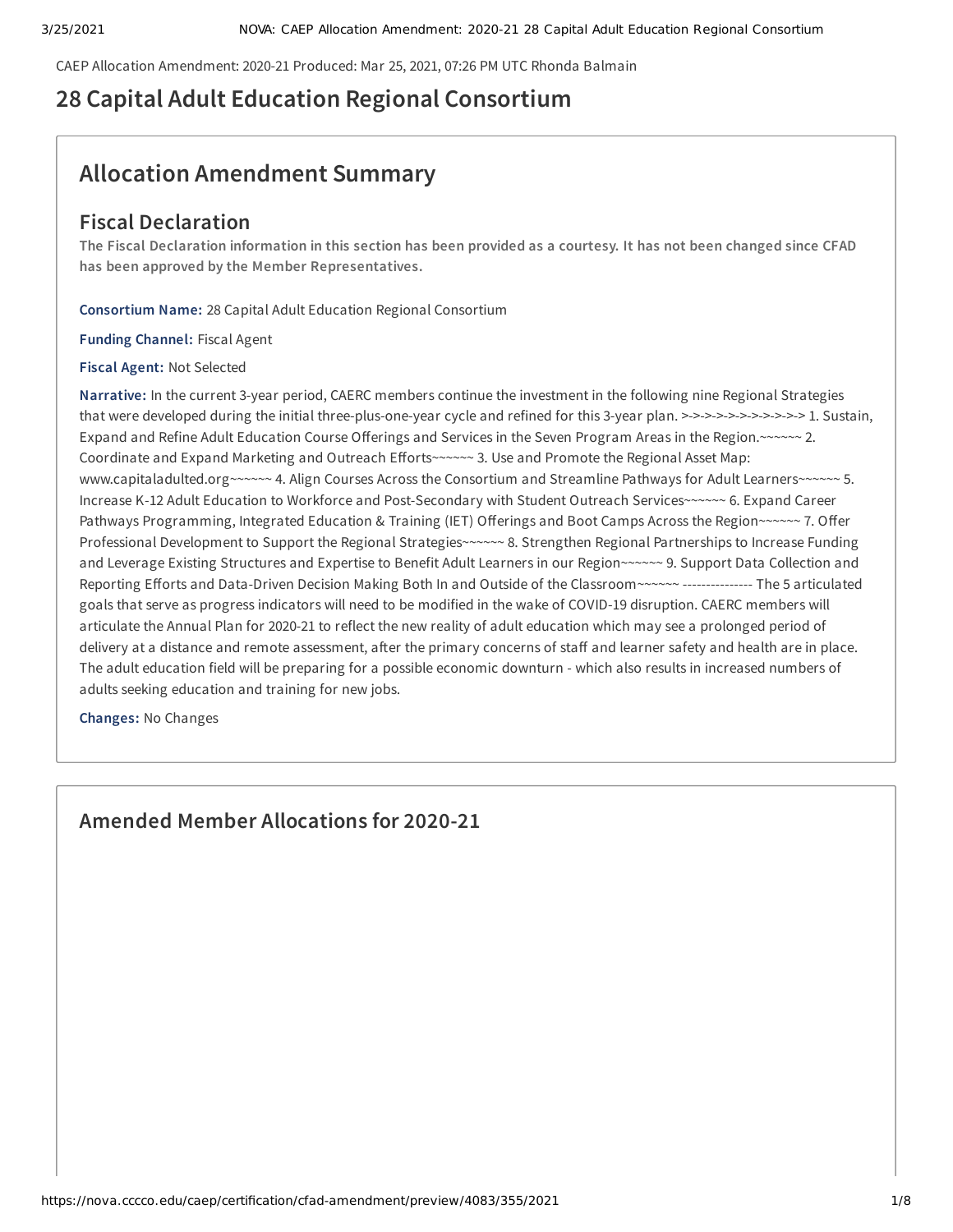CAEP Allocation Amendment: 2020-21 Produced: Mar 25, 2021, 07:26 PM UTC Rhonda Balmain

# 28 Capital Adult Education Regional Consortium

## Allocation Amendment Summary

### Fiscal Declaration

**The Fiscal Declaration information in this section has been provided as a courtesy. It has not been changed since CFAD has been approved by the Member Representatives.**

**Consortium Name:** 28 Capital Adult Education Regional Consortium

**Funding Channel:** Fiscal Agent

**Fiscal Agent:** Not Selected

**Narrative:** In the current 3-year period, CAERC members continue the investment in the following nine Regional Strategies that were developed during the initial three-plus-one-year cycle and refined for this 3-year plan. >->->->->->->->->->-> 1. Sustain, Expand and Refine Adult Education Course Offerings and Services in the Seven Program Areas in the Region.~~~~~~ 2. Coordinate and Expand Marketing and Outreach Efforts~~~~~~ 3. Use and Promote the Regional Asset Map: www.capitaladulted.org~~~~~~ 4. Align Courses Across the Consortium and Streamline Pathways for Adult Learners~~~~~~ 5. Increase K-12 Adult Education to Workforce and Post-Secondary with Student Outreach Services~~~~~~ 6. Expand Career Pathways Programming, Integrated Education & Training (IET) Offerings and Boot Camps Across the Region~~~~~~ 7. Offer Professional Development to Support the Regional Strategies~~~~~~ 8. Strengthen Regional Partnerships to Increase Funding and Leverage Existing Structures and Expertise to Benefit Adult Learners in our Region~~~~~~ 9. Support Data Collection and Reporting Efforts and Data-Driven Decision Making Both In and Outside of the Classroom~~~~~~ --------------- The 5 articulated goals that serve as progress indicators will need to be modified in the wake of COVID-19 disruption. CAERC members will articulate the Annual Plan for 2020-21 to reflect the new reality of adult education which may see a prolonged period of delivery at a distance and remote assessment, after the primary concerns of staff and learner safety and health are in place. The adult education field will be preparing for a possible economic downturn - which also results in increased numbers of adults seeking education and training for new jobs.

**Changes:** No Changes

## Amended Member Allocations for 2020-21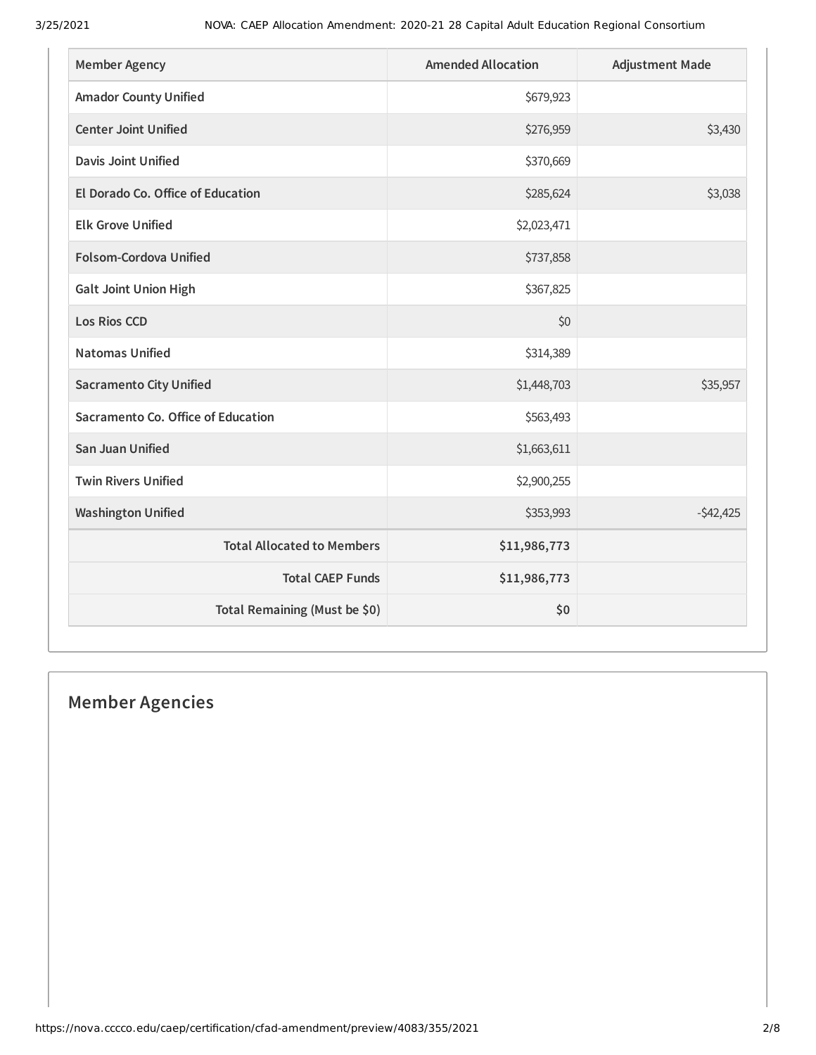| Member Agency | Amended Allocation | Adjustment Made |
| --- | --- | --- |
| Amador County Unified | $679,923 | |
| Center Joint Unified | $276,959 | $3,430 |
| Davis Joint Unified | $370,669 | |
| El Dorado Co. Office of Education | $285,624 | $3,038 |
| Elk Grove Unified | $2,023,471 | |
| Folsom-Cordova Unified | $737,858 | |
| Galt Joint Union High | $367,825 | |
| Los Rios CCD | $0 | |
| Natomas Unified | $314,389 | |
| Sacramento City Unified | $1,448,703 | $35,957 |
| Sacramento Co. Office of Education | $563,493 | |
| San Juan Unified | $1,663,611 | |
| Twin Rivers Unified | $2,900,255 | |
| Washington Unified | $353,993 | -$42,425 |
| **Total Allocated to Members** | **$11,986,773** | |
| **Total CAEP Funds** | **$11,986,773** | |
| **Total Remaining (Must be $0)** | **$0** | |

## Member Agencies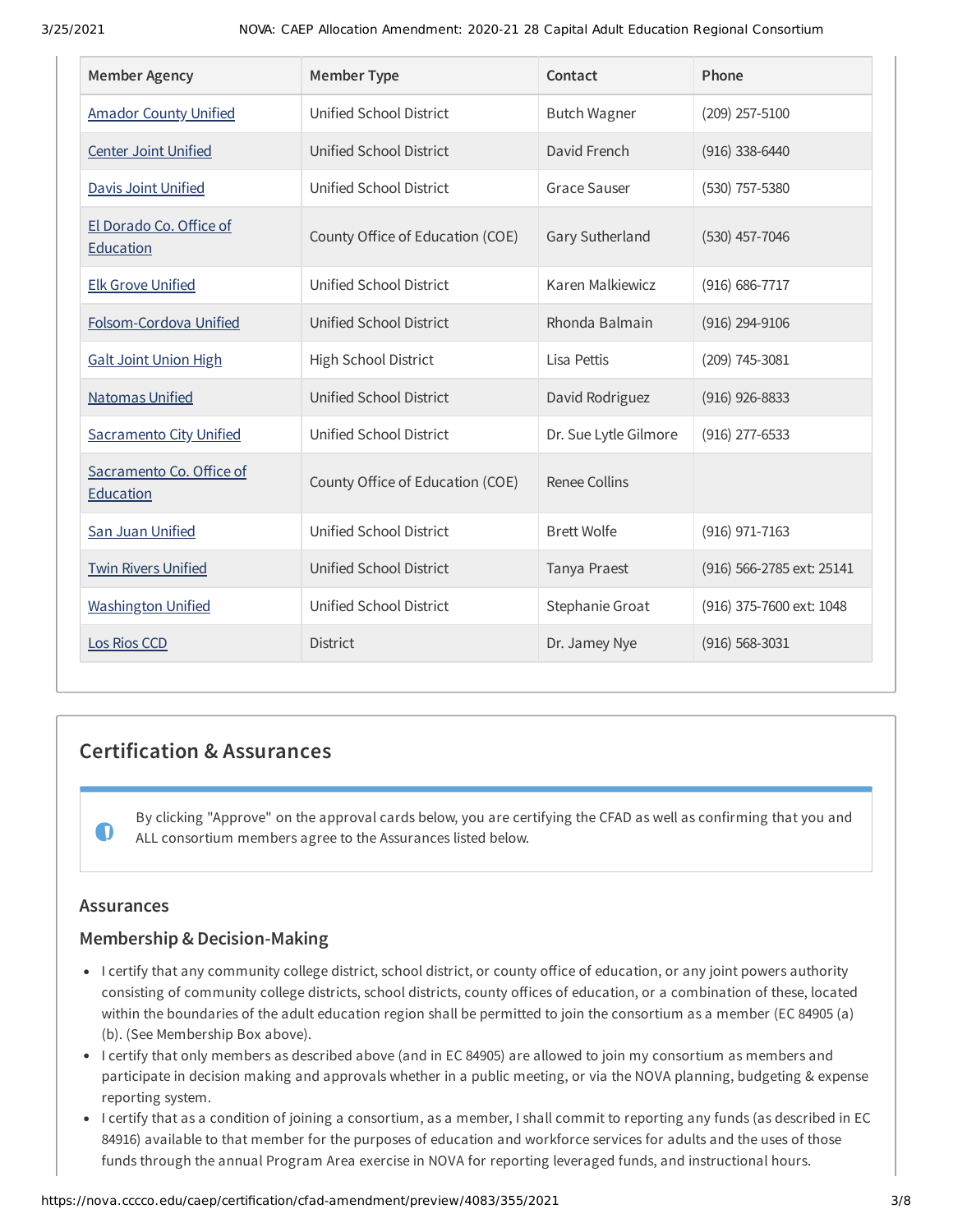| Member Agency | Member Type | Contact | Phone |
|---|---|---|---|
| Amador County Unified | Unified School District | Butch Wagner | (209) 257-5100 |
| Center Joint Unified | Unified School District | David French | (916) 338-6440 |
| Davis Joint Unified | Unified School District | Grace Sauser | (530) 757-5380 |
| El Dorado Co. Office of Education | County Office of Education (COE) | Gary Sutherland | (530) 457-7046 |
| Elk Grove Unified | Unified School District | Karen Malkiewicz | (916) 686-7717 |
| Folsom-Cordova Unified | Unified School District | Rhonda Balmain | (916) 294-9106 |
| Galt Joint Union High | High School District | Lisa Pettis | (209) 745-3081 |
| Natomas Unified | Unified School District | David Rodriguez | (916) 926-8833 |
| Sacramento City Unified | Unified School District | Dr. Sue Lytle Gilmore | (916) 277-6533 |
| Sacramento Co. Office of Education | County Office of Education (COE) | Renee Collins | |
| San Juan Unified | Unified School District | Brett Wolfe | (916) 971-7163 |
| Twin Rivers Unified | Unified School District | Tanya Praest | (916) 566-2785 ext: 25141 |
| Washington Unified | Unified School District | Stephanie Groat | (916) 375-7600 ext: 1048 |
| Los Rios CCD | District | Dr. Jamey Nye | (916) 568-3031 |

## Certification & Assurances

By clicking "Approve" on the approval cards below, you are certifying the CFAD as well as confirming that you and ALL consortium members agree to the Assurances listed below.

### Assurances

### Membership & Decision-Making

- I certify that any community college district, school district, or county office of education, or any joint powers authority consisting of community college districts, school districts, county offices of education, or a combination of these, located within the boundaries of the adult education region shall be permitted to join the consortium as a member (EC 84905 (a) (b). (See Membership Box above).
- I certify that only members as described above (and in EC 84905) are allowed to join my consortium as members and participate in decision making and approvals whether in a public meeting, or via the NOVA planning, budgeting & expense reporting system.
- I certify that as a condition of joining a consortium, as a member, I shall commit to reporting any funds (as described in EC 84916) available to that member for the purposes of education and workforce services for adults and the uses of those funds through the annual Program Area exercise in NOVA for reporting leveraged funds, and instructional hours.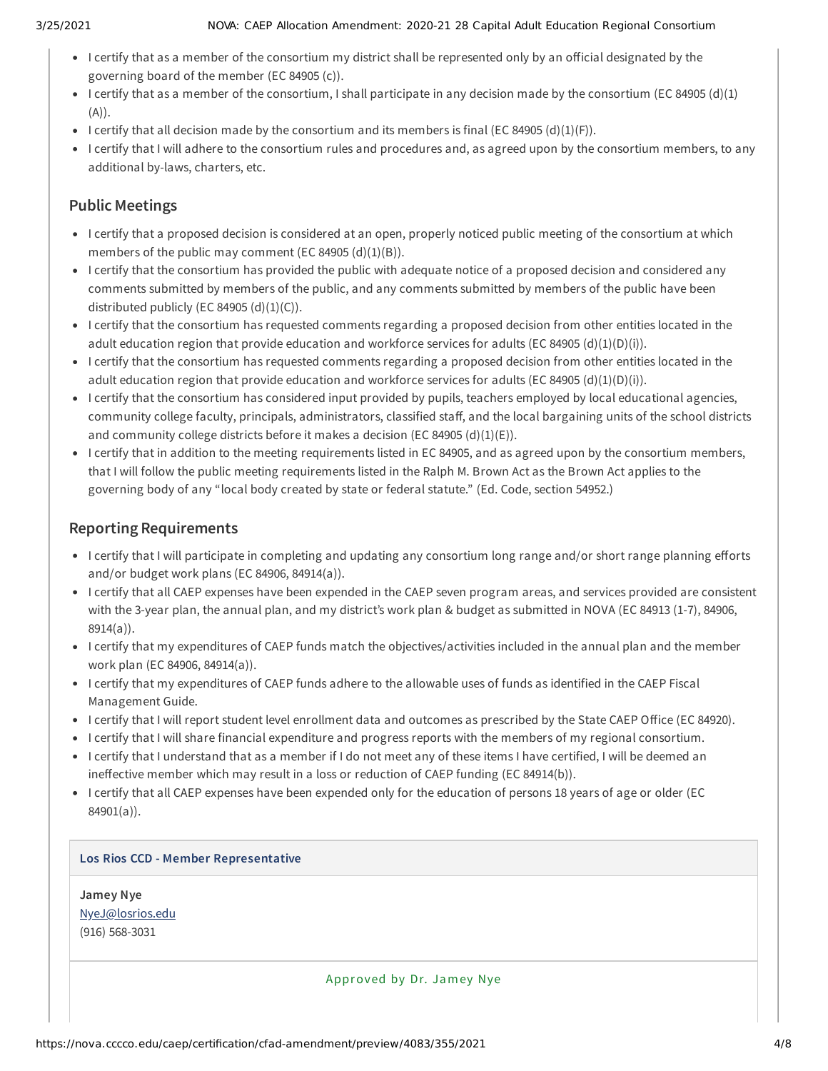- I certify that as a member of the consortium my district shall be represented only by an official designated by the governing board of the member (EC 84905 (c)).
- I certify that as a member of the consortium, I shall participate in any decision made by the consortium (EC 84905 (d)(1)(A)).
- I certify that all decision made by the consortium and its members is final (EC 84905 (d)(1)(F)).
- I certify that I will adhere to the consortium rules and procedures and, as agreed upon by the consortium members, to any additional by-laws, charters, etc.

## Public Meetings

- I certify that a proposed decision is considered at an open, properly noticed public meeting of the consortium at which members of the public may comment (EC 84905 (d)(1)(B)).
- I certify that the consortium has provided the public with adequate notice of a proposed decision and considered any comments submitted by members of the public, and any comments submitted by members of the public have been distributed publicly (EC 84905 (d)(1)(C)).
- I certify that the consortium has requested comments regarding a proposed decision from other entities located in the adult education region that provide education and workforce services for adults (EC 84905 (d)(1)(D)(i)).
- I certify that the consortium has requested comments regarding a proposed decision from other entities located in the adult education region that provide education and workforce services for adults (EC 84905 (d)(1)(D)(i)).
- I certify that the consortium has considered input provided by pupils, teachers employed by local educational agencies, community college faculty, principals, administrators, classified staff, and the local bargaining units of the school districts and community college districts before it makes a decision (EC 84905 (d)(1)(E)).
- I certify that in addition to the meeting requirements listed in EC 84905, and as agreed upon by the consortium members, that I will follow the public meeting requirements listed in the Ralph M. Brown Act as the Brown Act applies to the governing body of any "local body created by state or federal statute." (Ed. Code, section 54952.)

## Reporting Requirements

- I certify that I will participate in completing and updating any consortium long range and/or short range planning efforts and/or budget work plans (EC 84906, 84914(a)).
- I certify that all CAEP expenses have been expended in the CAEP seven program areas, and services provided are consistent with the 3-year plan, the annual plan, and my district's work plan & budget as submitted in NOVA (EC 84913 (1-7), 84906, 8914(a)).
- I certify that my expenditures of CAEP funds match the objectives/activities included in the annual plan and the member work plan (EC 84906, 84914(a)).
- I certify that my expenditures of CAEP funds adhere to the allowable uses of funds as identified in the CAEP Fiscal Management Guide.
- I certify that I will report student level enrollment data and outcomes as prescribed by the State CAEP Office (EC 84920).
- I certify that I will share financial expenditure and progress reports with the members of my regional consortium.
- I certify that I understand that as a member if I do not meet any of these items I have certified, I will be deemed an ineffective member which may result in a loss or reduction of CAEP funding (EC 84914(b)).
- I certify that all CAEP expenses have been expended only for the education of persons 18 years of age or older (EC 84901(a)).

**Los Rios CCD - Member Representative**

**Jamey Nye**
NyeJ@losrios.edu
(916) 568-3031

Approved by Dr. Jamey Nye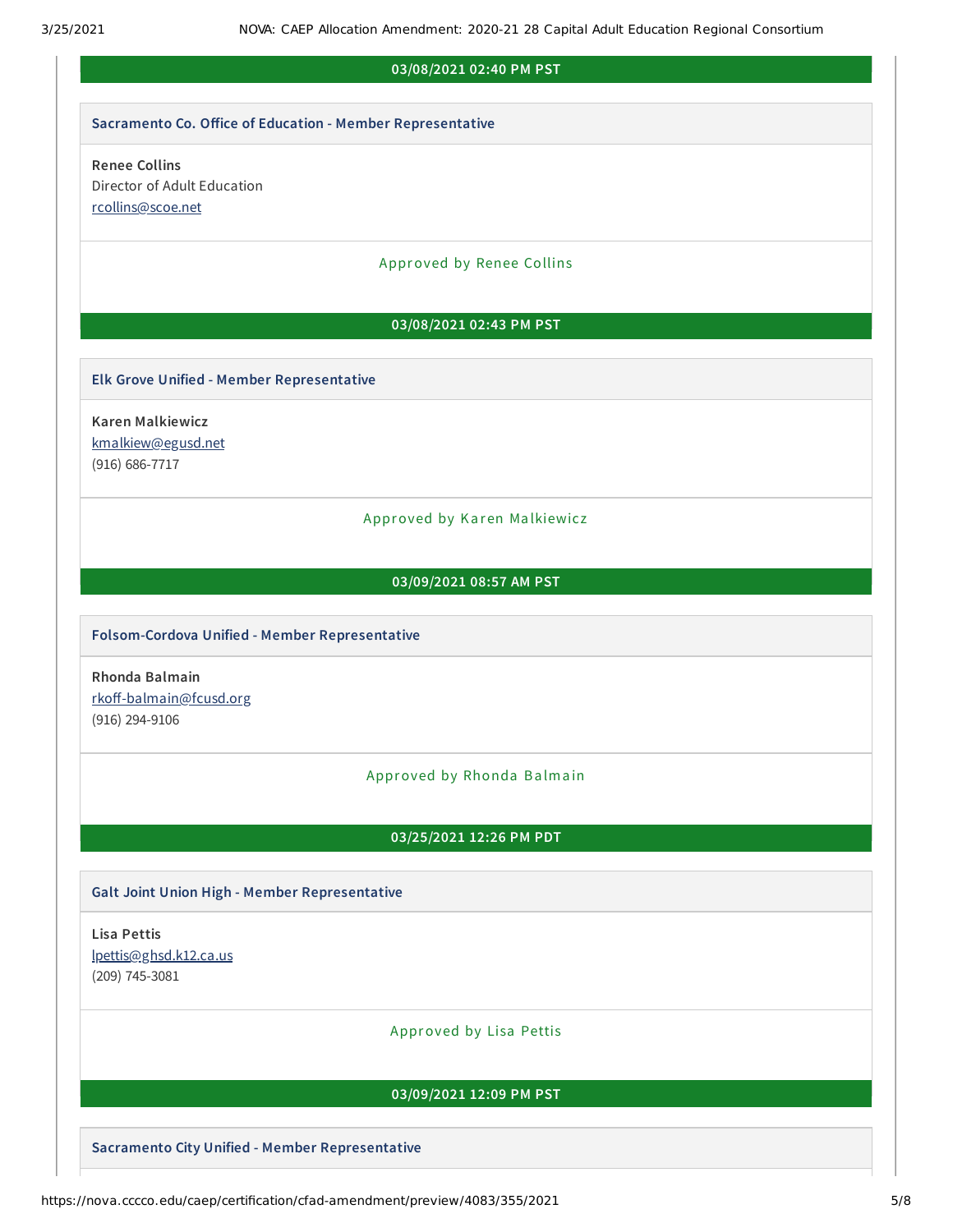**03/08/2021 02:40 PM PST**

**Sacramento Co. Office of Education - Member Representative**

**Renee Collins**
Director of Adult Education
rcollins@scoe.net

Approved by Renee Collins

**03/08/2021 02:43 PM PST**

**Elk Grove Unified - Member Representative**

**Karen Malkiewicz**
kmalkiew@egusd.net
(916) 686-7717

Approved by Karen Malkiewicz

**03/09/2021 08:57 AM PST**

**Folsom-Cordova Unified - Member Representative**

**Rhonda Balmain**
rkoff-balmain@fcusd.org
(916) 294-9106

Approved by Rhonda Balmain

**03/25/2021 12:26 PM PDT**

**Galt Joint Union High - Member Representative**

**Lisa Pettis**
lpettis@ghsd.k12.ca.us
(209) 745-3081

Approved by Lisa Pettis

**03/09/2021 12:09 PM PST**

**Sacramento City Unified - Member Representative**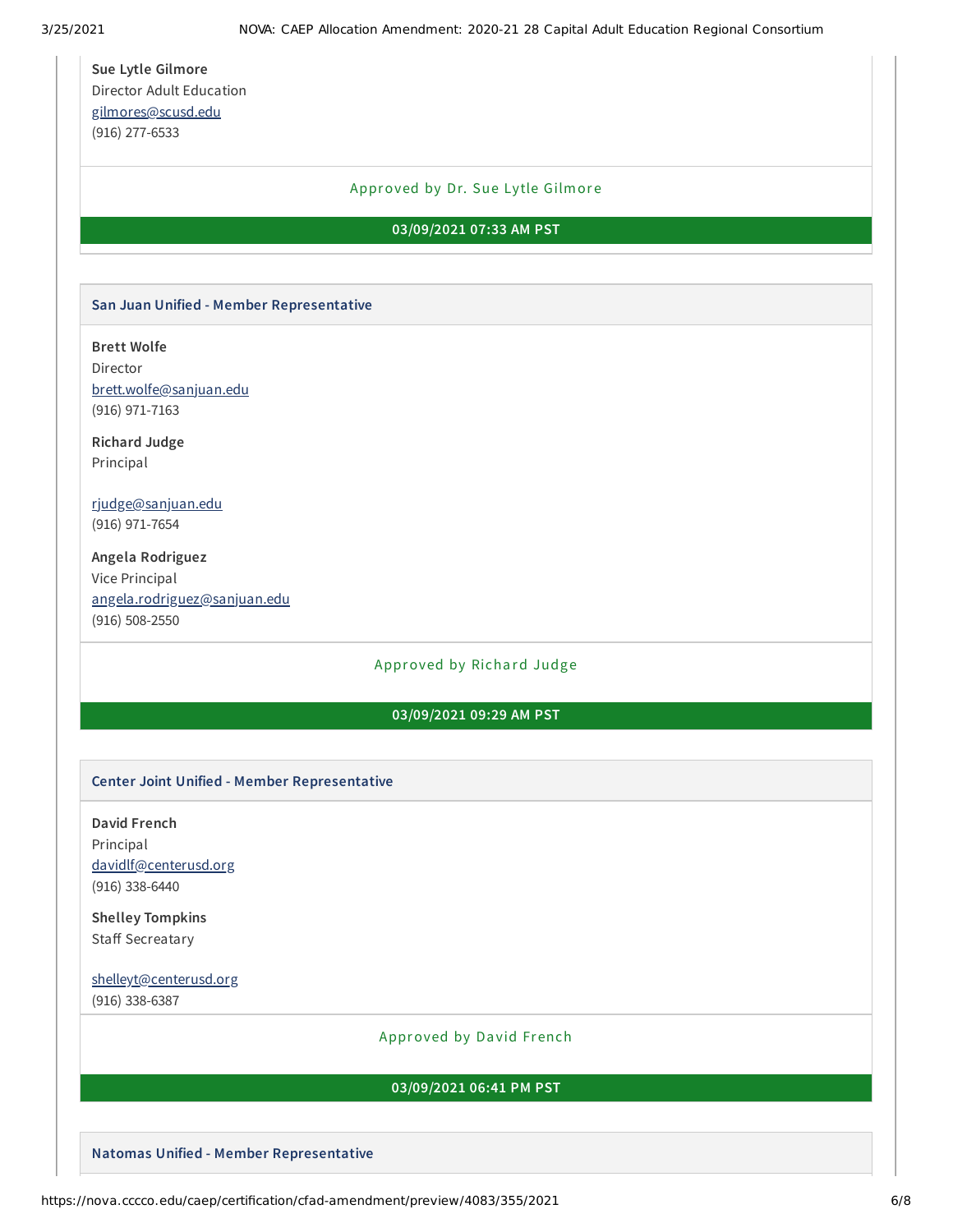**Sue Lytle Gilmore**
Director Adult Education
gilmores@scusd.edu
(916) 277-6533

Approved by Dr. Sue Lytle Gilmore

**03/09/2021 07:33 AM PST**

### San Juan Unified - Member Representative

**Brett Wolfe**
Director
brett.wolfe@sanjuan.edu
(916) 971-7163

**Richard Judge**
Principal

rjudge@sanjuan.edu
(916) 971-7654

**Angela Rodriguez**
Vice Principal
angela.rodriguez@sanjuan.edu
(916) 508-2550

Approved by Richard Judge

**03/09/2021 09:29 AM PST**

### Center Joint Unified - Member Representative

**David French**
Principal
davidlf@centerusd.org
(916) 338-6440

**Shelley Tompkins**
Staff Secreatary

shelleyt@centerusd.org
(916) 338-6387

Approved by David French

**03/09/2021 06:41 PM PST**

### Natomas Unified - Member Representative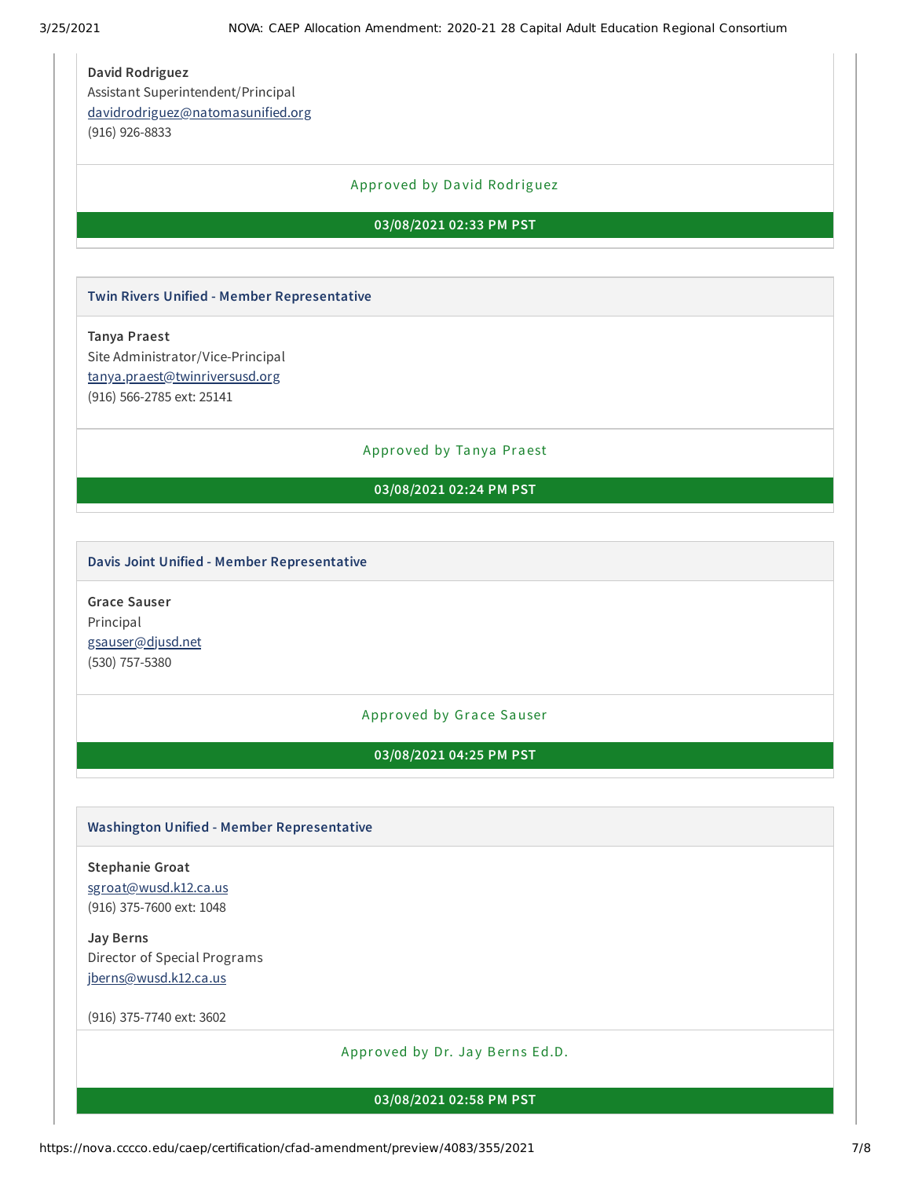**David Rodriguez**
Assistant Superintendent/Principal
davidrodriguez@natomasunified.org
(916) 926-8833

Approved by David Rodriguez

**03/08/2021 02:33 PM PST**

---

**Twin Rivers Unified - Member Representative**

**Tanya Praest**
Site Administrator/Vice-Principal
tanya.praest@twinriversusd.org
(916) 566-2785 ext: 25141

Approved by Tanya Praest

**03/08/2021 02:24 PM PST**

---

**Davis Joint Unified - Member Representative**

**Grace Sauser**
Principal
gsauser@djusd.net
(530) 757-5380

Approved by Grace Sauser

**03/08/2021 04:25 PM PST**

---

**Washington Unified - Member Representative**

**Stephanie Groat**
sgroat@wusd.k12.ca.us
(916) 375-7600 ext: 1048

**Jay Berns**
Director of Special Programs
jberns@wusd.k12.ca.us

(916) 375-7740 ext: 3602

Approved by Dr. Jay Berns Ed.D.

**03/08/2021 02:58 PM PST**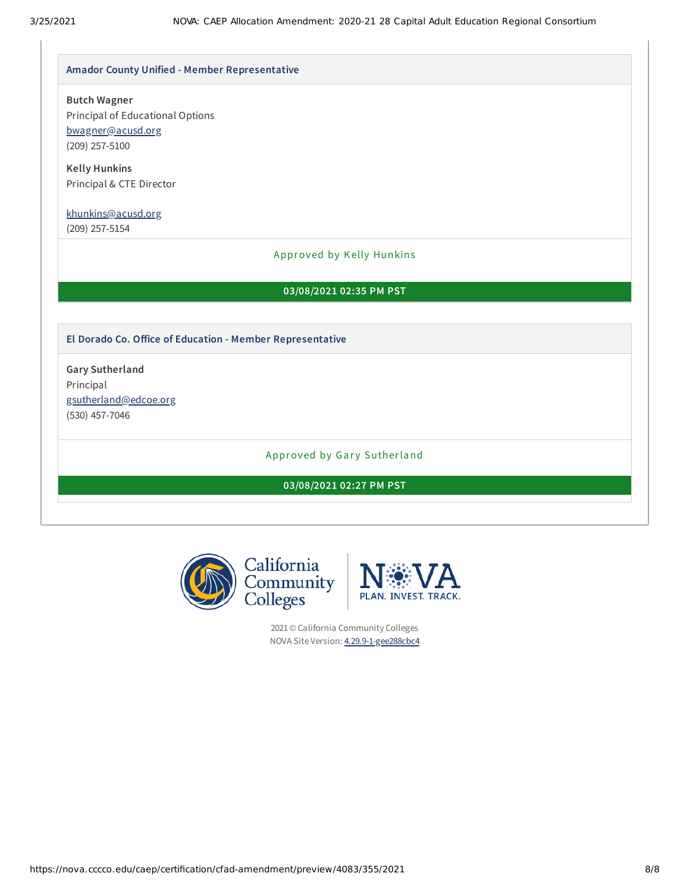**Amador County Unified - Member Representative**

**Butch Wagner**
Principal of Educational Options
bwagner@acusd.org
(209) 257-5100

**Kelly Hunkins**
Principal & CTE Director

khunkins@acusd.org
(209) 257-5154

Approved by Kelly Hunkins

**03/08/2021 02:35 PM PST**

**El Dorado Co. Office of Education - Member Representative**

**Gary Sutherland**
Principal
gsutherland@edcoe.org
(530) 457-7046

Approved by Gary Sutherland

**03/08/2021 02:27 PM PST**

California Community Colleges

NOVA PLAN. INVEST. TRACK.

2021 © California Community Colleges
NOVA Site Version: 4.29.9-1-gee288cbc4